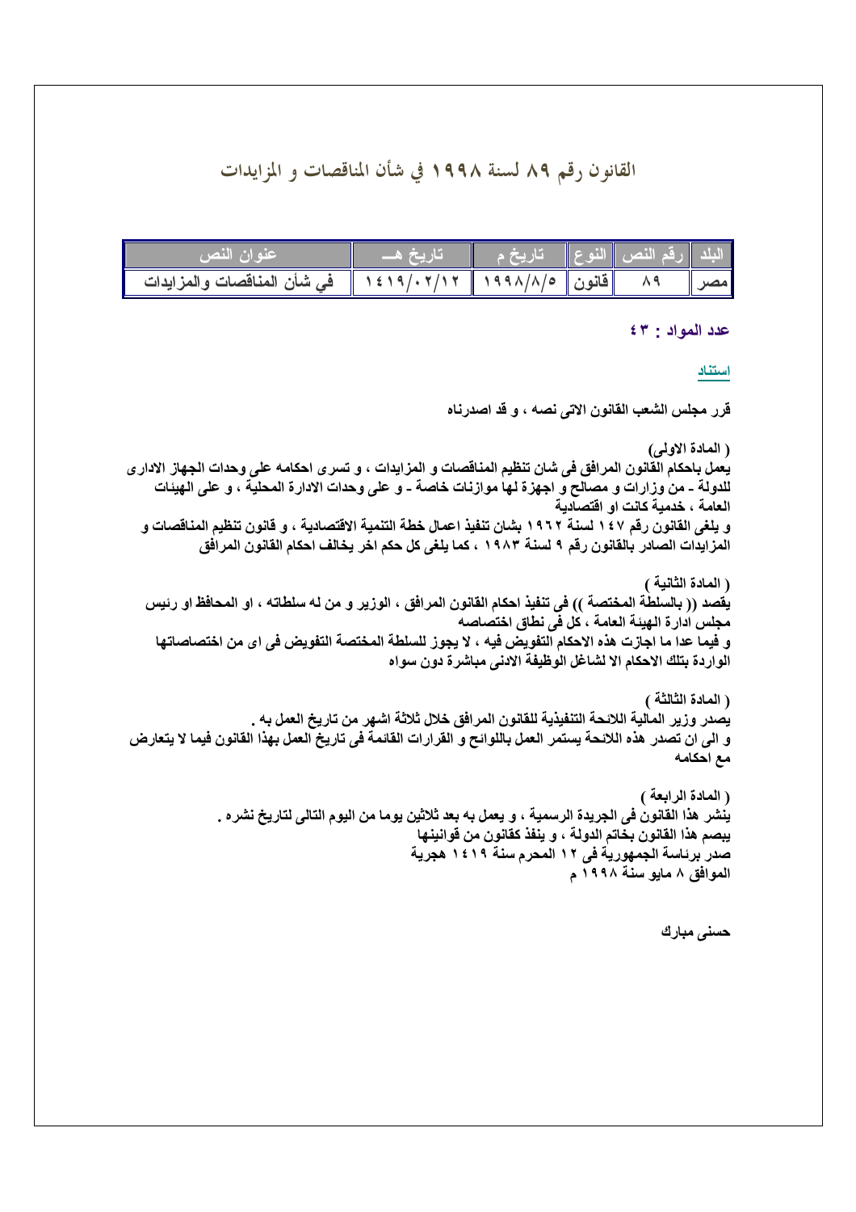# القانون رقم ٨٩ لسنة ١٩٩٨ في شأن المناقصات و المزايدات

| البلد | رقم النص | النوع | تاريخ م | تاريخ هـ | عنوان النص |
|---|---|---|---|---|---|
| مصر | ٨٩ | قانون | ١٩٩٨/٨/٥ | ١٤١٩/٠٢/١٢ | في شأن المناقصات والمزايدات |

**عدد المواد : ٤٣**

**استناد**

**قرر مجلس الشعب القانون الاتى نصه ، و قد اصدرناه**

**( المادة الاولى)**

**يعمل باحكام القانون المرافق فى شان تنظيم المناقصات و المزايدات ، و تسرى احكامه على وحدات الجهاز الادارى للدولة - من وزارات و مصالح و اجهزة لها موازنات خاصة - و على وحدات الادارة المحلية ، و على الهيئات العامة ، خدمية كانت او اقتصادية**

**و يلغى القانون رقم ١٤٧ لسنة ١٩٦٢ بشان تنفيذ اعمال خطة التنمية الاقتصادية ، و قانون تنظيم المناقصات و المزايدات الصادر بالقانون رقم ٩ لسنة ١٩٨٣ ، كما يلغى كل حكم اخر يخالف احكام القانون المرافق**

**( المادة الثانية )**

**يقصد (( بالسلطة المختصة )) فى تنفيذ احكام القانون المرافق ، الوزير و من له سلطاته ، او المحافظ او رئيس مجلس ادارة الهيئة العامة ، كل فى نطاق اختصاصه**

**و فيما عدا ما اجازت هذه الاحكام التفويض فيه ، لا يجوز للسلطة المختصة التفويض فى اى من اختصاصاتها الواردة بتلك الاحكام الا لشاغل الوظيفة الادنى مباشرة دون سواه**

**( المادة الثالثة )**

**يصدر وزير المالية اللائحة التنفيذية للقانون المرافق خلال ثلاثة اشهر من تاريخ العمل به .**

**و الى ان تصدر هذه اللائحة يستمر العمل باللوائح و القرارات القائمة فى تاريخ العمل بهذا القانون فيما لا يتعارض مع احكامه**

**( المادة الرابعة )**

**ينشر هذا القانون فى الجريدة الرسمية ، و يعمل به بعد ثلاثين يوما من اليوم التالى لتاريخ نشره .**

**يبصم هذا القانون بخاتم الدولة ، و ينفذ كقانون من قوانينها**

**صدر برئاسة الجمهورية فى ١٢ المحرم سنة ١٤١٩ هجرية**

**الموافق ٨ مايو سنة ١٩٩٨ م**

**حسنى مبارك**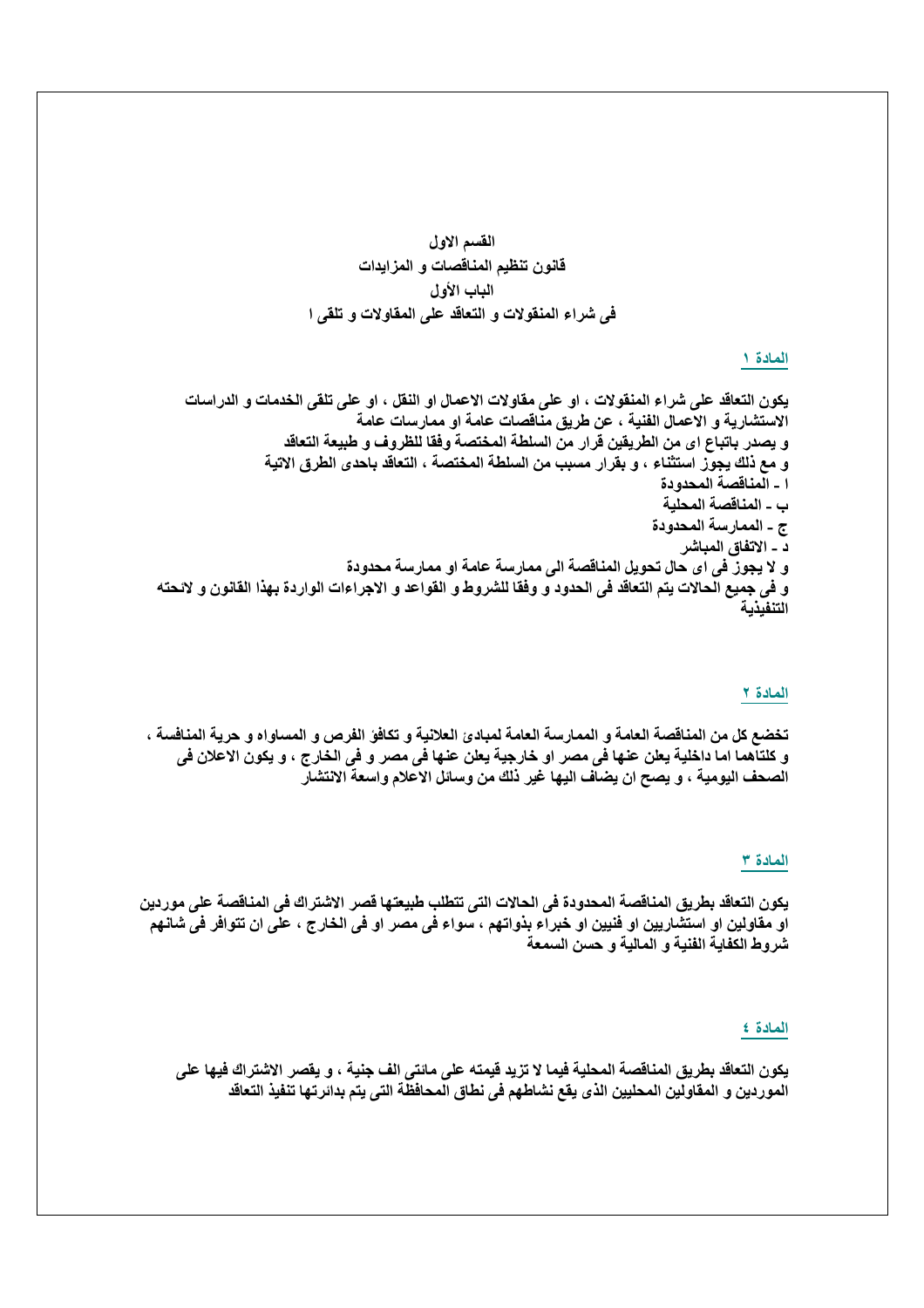# القسم الاول

# قانون تنظيم المناقصات و المزايدات

## الباب الأول

## فى شراء المنقولات و التعاقد على المقاولات و تلقى ا

### المادة ١

يكون التعاقد على شراء المنقولات ، او على مقاولات الاعمال او النقل ، او على تلقى الخدمات و الدراسات الاستشارية و الاعمال الفنية ، عن طريق مناقصات عامة او ممارسات عامة
و يصدر باتباع اى من الطريقين قرار من السلطة المختصة وفقا للظروف و طبيعة التعاقد
و مع ذلك يجوز استثناء ، و بقرار مسبب من السلطة المختصة ، التعاقد باحدى الطرق الاتية
ا ـ المناقصة المحدودة
ب ـ المناقصة المحلية
ج ـ الممارسة المحدودة
د ـ الاتفاق المباشر
و لا يجوز فى اى حال تحويل المناقصة الى ممارسة عامة او ممارسة محدودة
و فى جميع الحالات يتم التعاقد فى الحدود و وفقا للشروط و القواعد و الاجراءات الواردة بهذا القانون و لائحته التنفيذية

### المادة ٢

تخضع كل من المناقصة العامة و الممارسة العامة لمبادئ العلانية و تكافؤ الفرص و المساواه و حرية المنافسة ، و كلتاهما اما داخلية يعلن عنها فى مصر او خارجية يعلن عنها فى مصر و فى الخارج ، و يكون الاعلان فى الصحف اليومية ، و يصح ان يضاف اليها غير ذلك من وسائل الاعلام واسعة الانتشار

### المادة ٣

يكون التعاقد بطريق المناقصة المحدودة فى الحالات التى تتطلب طبيعتها قصر الاشتراك فى المناقصة على موردين او مقاولين او استشاريين او فنيين او خبراء بذواتهم ، سواء فى مصر او فى الخارج ، على ان تتوافر فى شانهم شروط الكفاية الفنية و المالية و حسن السمعة

### المادة ٤

يكون التعاقد بطريق المناقصة المحلية فيما لا تزيد قيمته على مائتى الف جنية ، و يقصر الاشتراك فيها على الموردين و المقاولين المحليين الذى يقع نشاطهم فى نطاق المحافظة التى يتم بدائرتها تنفيذ التعاقد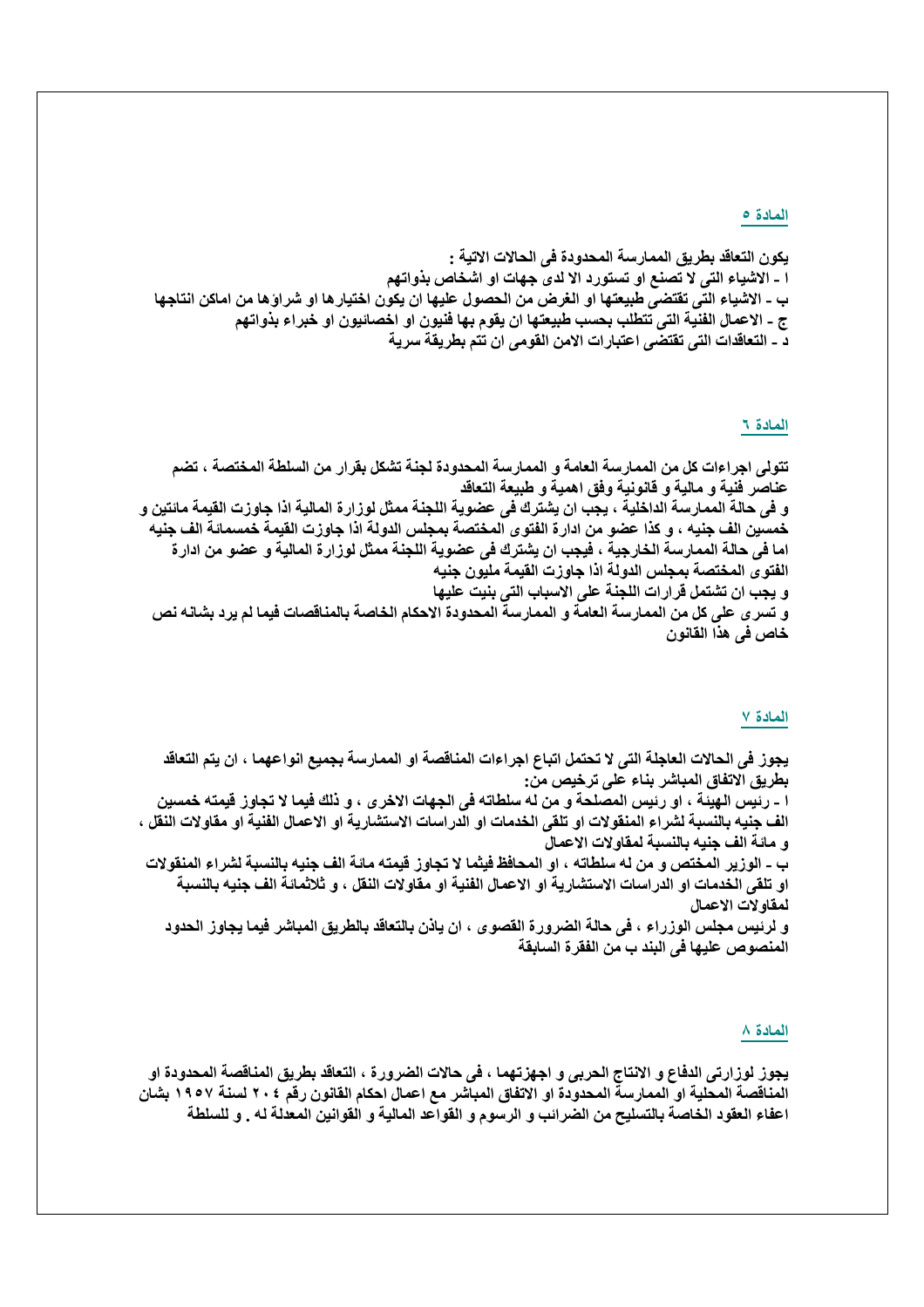## المادة ٥

يكون التعاقد بطريق الممارسة المحدودة فى الحالات الاتية :
ا - الاشياء التى لا تصنع او تستورد الا لدى جهات او اشخاص بذواتهم
ب - الاشياء التى تقتضى طبيعتها او الغرض من الحصول عليها ان يكون اختيارها او شراؤها من اماكن انتاجها
ج - الاعمال الفنية التى تتطلب بحسب طبيعتها ان يقوم بها فنيون او اخصائيون او خبراء بذواتهم
د - التعاقدات التى تقتضى اعتبارات الامن القومى ان تتم بطريقة سرية

## المادة ٦

تتولى اجراءات كل من الممارسة العامة و الممارسة المحدودة لجنة تشكل بقرار من السلطة المختصة ، تضم عناصر فنية و مالية و قانونية وفق اهمية و طبيعة التعاقد
و فى حالة الممارسة الداخلية ، يجب ان يشترك فى عضوية اللجنة ممثل لوزارة المالية اذا جاوزت القيمة مائتين و خمسين الف جنيه ، و كذا عضو من ادارة الفتوى المختصة بمجلس الدولة اذا جاوزت القيمة خمسمائة الف جنيه
اما فى حالة الممارسة الخارجية ، فيجب ان يشترك فى عضوية اللجنة ممثل لوزارة المالية و عضو من ادارة الفتوى المختصة بمجلس الدولة اذا جاوزت القيمة مليون جنيه
و يجب ان تشتمل قرارات اللجنة على الاسباب التى بنيت عليها
و تسرى على كل من الممارسة العامة و الممارسة المحدودة الاحكام الخاصة بالمناقصات فيما لم يرد بشانه نص خاص فى هذا القانون

## المادة ٧

يجوز فى الحالات العاجلة التى لا تحتمل اتباع اجراءات المناقصة او الممارسة بجميع انواعهما ، ان يتم التعاقد بطريق الاتفاق المباشر بناء على ترخيص من:
ا - رئيس الهيئة ، او رئيس المصلحة و من له سلطاته فى الجهات الاخرى ، و ذلك فيما لا تجاوز قيمته خمسين الف جنيه بالنسبة لشراء المنقولات او تلقى الخدمات او الدراسات الاستشارية او الاعمال الفنية او مقاولات النقل ، و مائة الف جنيه بالنسبة لمقاولات الاعمال
ب - الوزير المختص و من له سلطاته ، او المحافظ فيثما لا تجاوز قيمته مائة الف جنيه بالنسبة لشراء المنقولات او تلقى الخدمات او الدراسات الاستشارية او الاعمال الفنية او مقاولات النقل ، و ثلاثمائة الف جنيه بالنسبة لمقاولات الاعمال
و لرئيس مجلس الوزراء ، فى حالة الضرورة القصوى ، ان ياذن بالتعاقد بالطريق المباشر فيما يجاوز الحدود المنصوص عليها فى البند ب من الفقرة السابقة

## المادة ٨

يجوز لوزارتى الدفاع و الانتاج الحربى و اجهزتهما ، فى حالات الضرورة ، التعاقد بطريق المناقصة المحدودة او المناقصة المحلية او الممارسة المحدودة او الاتفاق المباشر مع اعمال احكام القانون رقم ٢٠٤ لسنة ١٩٥٧ بشان اعفاء العقود الخاصة بالتسليح من الضرائب و الرسوم و القواعد المالية و القوانين المعدلة له . و للسلطة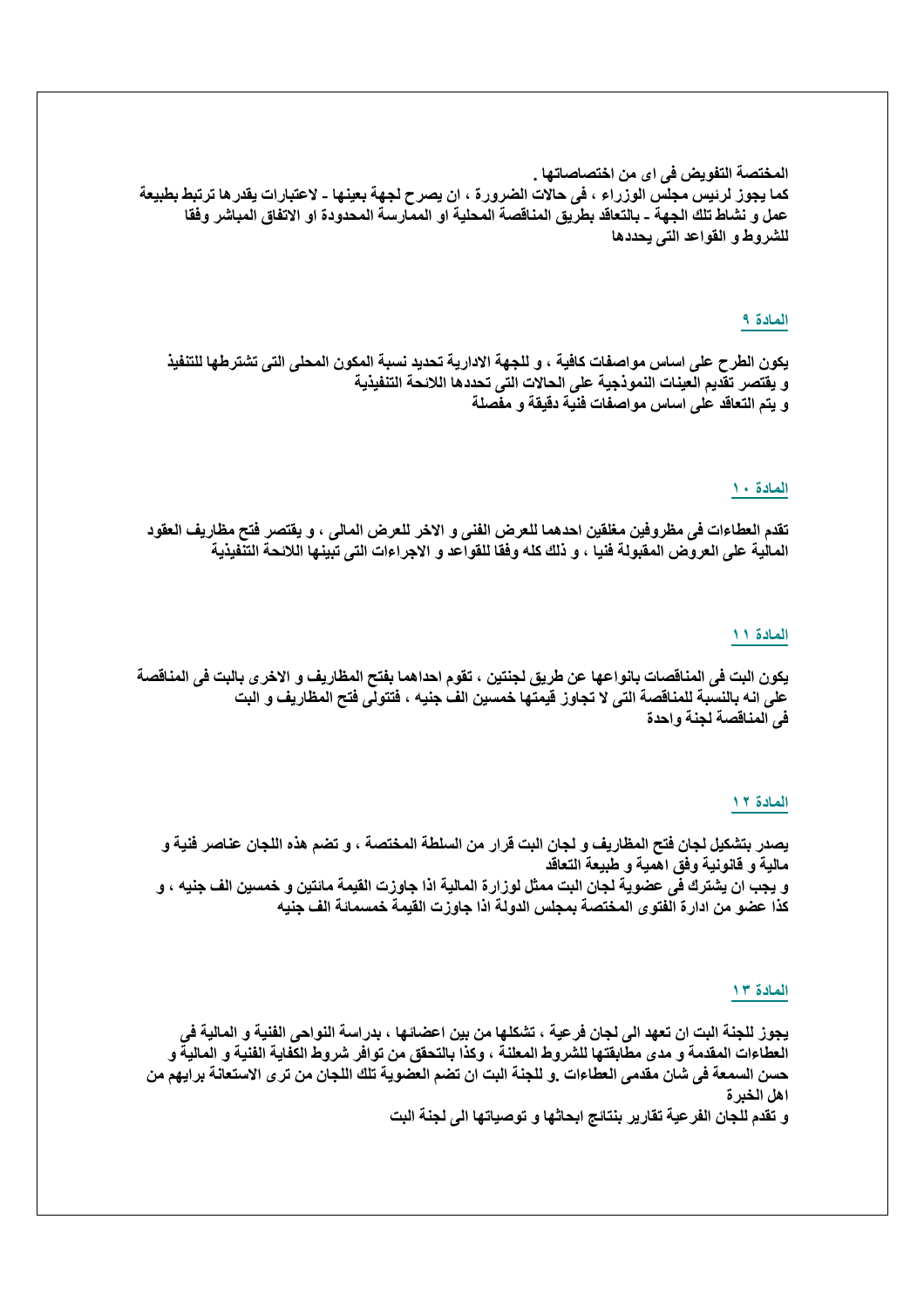المختصة التفويض فى اى من اختصاصاتها .
كما يجوز لرئيس مجلس الوزراء ، فى حالات الضرورة ، ان يصرح لجهة بعينها - لاعتبارات يقدرها ترتبط بطبيعة عمل و نشاط تلك الجهة - بالتعاقد بطريق المناقصة المحلية او الممارسة المحدودة او الاتفاق المباشر وفقا للشروط و القواعد التى يحددها

## المادة ٩

يكون الطرح على اساس مواصفات كافية ، و للجهة الادارية تحديد نسبة المكون المحلى التى تشترطها للتنفيذ
و يقتصر تقديم العينات النموذجية على الحالات التى تحددها اللائحة التنفيذية
و يتم التعاقد على اساس مواصفات فنية دقيقة و مفصلة

## المادة ١٠

تقدم العطاءات فى مظروفين مغلقين احدهما للعرض الفنى و الاخر للعرض المالى ، و يقتصر فتح مظاريف العقود المالية على العروض المقبولة فنيا ، و ذلك كله وفقا للقواعد و الاجراءات التى تبينها اللائحة التنفيذية

## المادة ١١

يكون البت فى المناقصات بانواعها عن طريق لجنتين ، تقوم احداهما بفتح المظاريف و الاخرى بالبت فى المناقصة على انه بالنسبة للمناقصة التى لا تجاوز قيمتها خمسين الف جنيه ، فتتولى فتح المظاريف و البت فى المناقصة لجنة واحدة

## المادة ١٢

يصدر بتشكيل لجان فتح المظاريف و لجان البت قرار من السلطة المختصة ، و تضم هذه اللجان عناصر فنية و مالية و قانونية وفق اهمية و طبيعة التعاقد
و يجب ان يشترك فى عضوية لجان البت ممثل لوزارة المالية اذا جاوزت القيمة مائتين و خمسين الف جنيه ، و كذا عضو من ادارة الفتوى المختصة بمجلس الدولة اذا جاوزت القيمة خمسمائة الف جنيه

## المادة ١٣

يجوز للجنة البت ان تعهد الى لجان فرعية ، تشكلها من بين اعضائها ، بدراسة النواحى الفنية و المالية فى العطاءات المقدمة و مدى مطابقتها للشروط المعلنة ، وكذا بالتحقق من توافر شروط الكفاية الفنية و المالية و حسن السمعة فى شان مقدمى العطاءات .و للجنة البت ان تضم العضوية تلك اللجان من ترى الاستعانة برايهم من اهل الخبرة
و تقدم للجان الفرعية تقارير بنتائج ابحاثها و توصياتها الى لجنة البت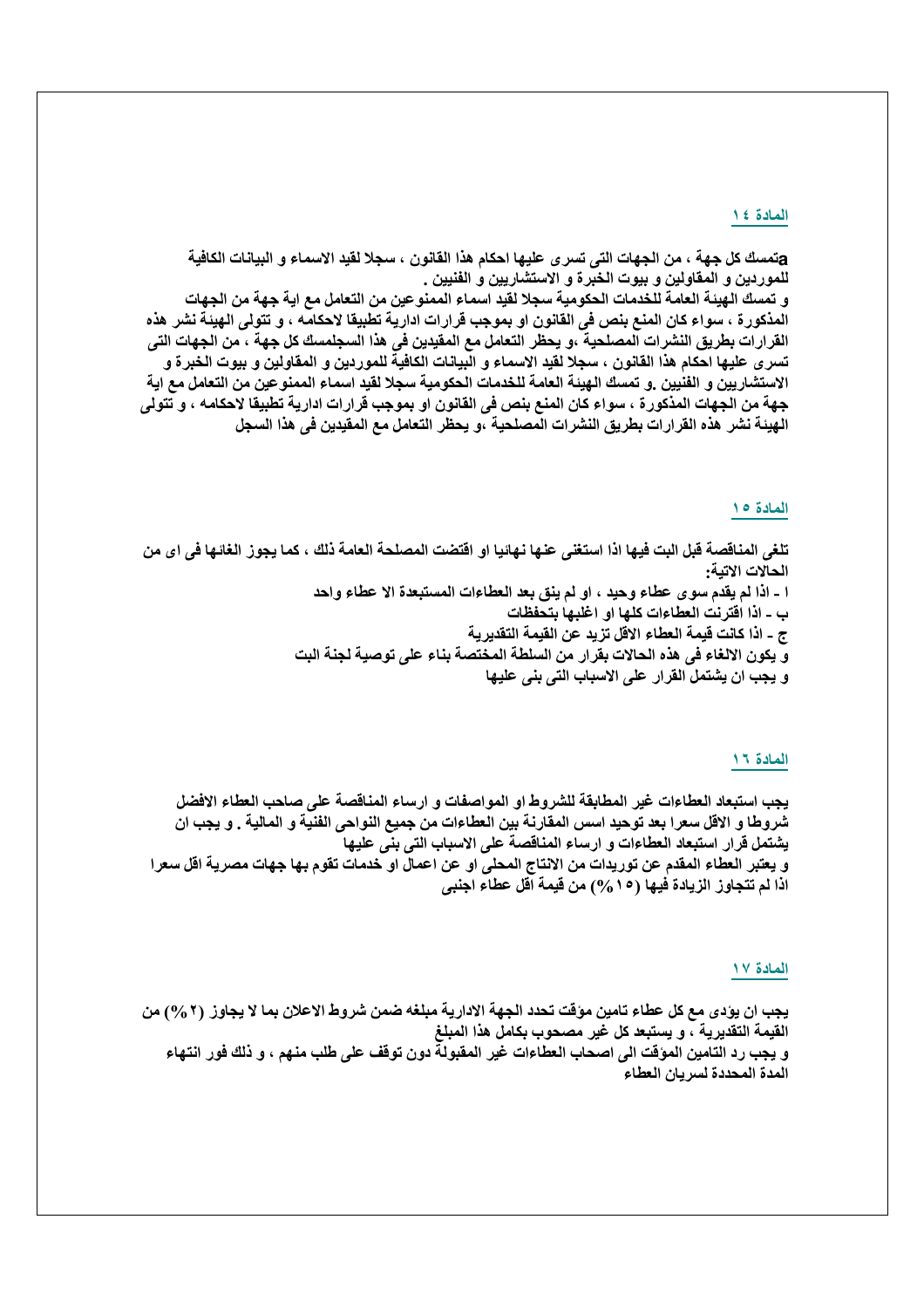## المادة ١٤

aتمسك كل جهة ، من الجهات التى تسرى عليها احكام هذا القانون ، سجلا لقيد الاسماء و البيانات الكافية للموردين و المقاولين و بيوت الخبرة و الاستشاريين و الفنيين .
و تمسك الهيئة العامة للخدمات الحكومية سجلا لقيد اسماء الممنوعين من التعامل مع اية جهة من الجهات المذكورة ، سواء كان المنع بنص فى القانون او بموجب قرارات ادارية تطبيقا لاحكامه ، و تتولى الهيئة نشر هذه القرارات بطريق النشرات المصلحية ،و يحظر التعامل مع المقيدين فى هذا السجلمسك كل جهة ، من الجهات التى تسرى عليها احكام هذا القانون ، سجلا لقيد الاسماء و البيانات الكافية للموردين و المقاولين و بيوت الخبرة و الاستشاريين و الفنيين .و تمسك الهيئة العامة للخدمات الحكومية سجلا لقيد اسماء الممنوعين من التعامل مع اية جهة من الجهات المذكورة ، سواء كان المنع بنص فى القانون او بموجب قرارات ادارية تطبيقا لاحكامه ، و تتولى الهيئة نشر هذه القرارات بطريق النشرات المصلحية ،و يحظر التعامل مع المقيدين فى هذا السجل

## المادة ١٥

تلغى المناقصة قبل البت فيها اذا استغنى عنها نهائيا او اقتضت المصلحة العامة ذلك ، كما يجوز الغائها فى اى من الحالات الاتية:
ا ـ اذا لم يقدم سوى عطاء وحيد ، او لم ينق بعد العطاءات المستبعدة الا عطاء واحد
ب ـ اذا اقترنت العطاءات كلها او اغلبها بتحفظات
ج ـ اذا كانت قيمة العطاء الاقل تزيد عن القيمة التقديرية
و يكون الالغاء فى هذه الحالات بقرار من السلطة المختصة بناء على توصية لجنة البت
و يجب ان يشتمل القرار على الاسباب التى بنى عليها

## المادة ١٦

يجب استبعاد العطاءات غير المطابقة للشروط او المواصفات و ارساء المناقصة على صاحب العطاء الافضل شروطا و الاقل سعرا بعد توحيد اسس المقارنة بين العطاءات من جميع النواحى الفنية و المالية . و يجب ان يشتمل قرار استبعاد العطاءات و ارساء المناقصة على الاسباب التى بنى عليها
و يعتبر العطاء المقدم عن توريدات من الانتاج المحلى او عن اعمال او خدمات تقوم بها جهات مصرية اقل سعرا اذا لم تتجاوز الزيادة فيها (١٥%) من قيمة اقل عطاء اجنبى

## المادة ١٧

يجب ان يؤدى مع كل عطاء تامين مؤقت تحدد الجهة الادارية مبلغه ضمن شروط الاعلان بما لا يجاوز (٢%) من القيمة التقديرية ، و يستبعد كل غير مصحوب بكامل هذا المبلغ
و يجب رد التامين المؤقت الى اصحاب العطاءات غير المقبولة دون توقف على طلب منهم ، و ذلك فور انتهاء المدة المحددة لسريان العطاء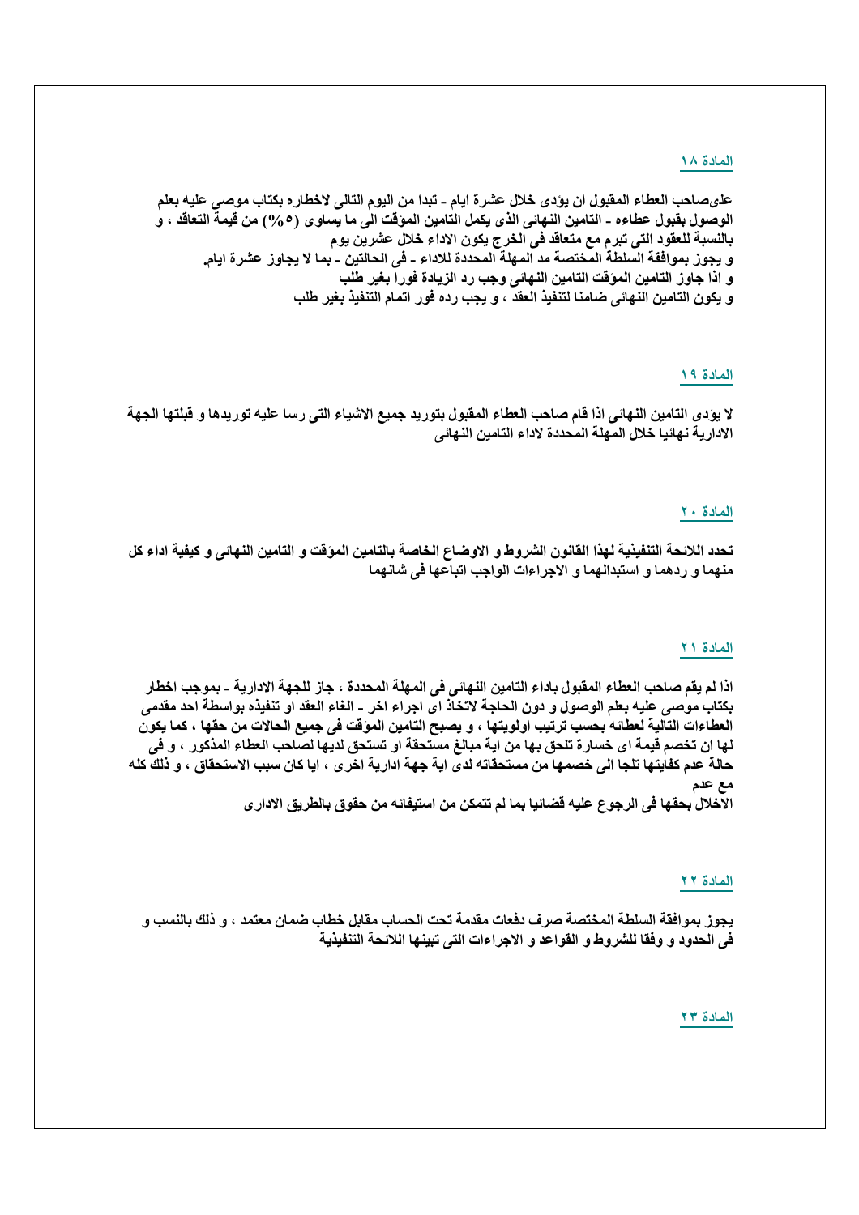## المادة ١٨

علىصاحب العطاء المقبول ان يؤدى خلال عشرة ايام - تبدا من اليوم التالى لاخطاره بكتاب موصى عليه بعلم الوصول بقبول عطاءه - التامين النهائى الذى يكمل التامين المؤقت الى ما يساوى (٥%) من قيمة التعاقد ، و بالنسبة للعقود التى تبرم مع متعاقد فى الخرج يكون الاداء خلال عشرين يوم
و يجوز بموافقة السلطة المختصة مد المهلة المحددة للاداء - فى الحالتين - بما لا يجاوز عشرة ايام.
و اذا جاوز التامين المؤقت التامين النهائى وجب رد الزيادة فورا بغير طلب
و يكون التامين النهائى ضامنا لتنفيذ العقد ، و يجب رده فور اتمام التنفيذ بغير طلب

## المادة ١٩

لا يؤدى التامين النهائى اذا قام صاحب العطاء المقبول بتوريد جميع الاشياء التى رسا عليه توريدها و قبلتها الجهة الادارية نهائيا خلال المهلة المحددة لاداء التامين النهائى

## المادة ٢٠

تحدد اللائحة التنفيذية لهذا القانون الشروط و الاوضاع الخاصة بالتامين المؤقت و التامين النهائى و كيفية اداء كل منهما و ردهما و استبدالهما و الاجراءات الواجب اتباعها فى شانهما

## المادة ٢١

اذا لم يقم صاحب العطاء المقبول باداء التامين النهائى فى المهلة المحددة ، جاز للجهة الادارية - بموجب اخطار بكتاب موصى عليه بعلم الوصول و دون الحاجة لاتخاذ اى اجراء اخر - الغاء العقد او تنفيذه بواسطة احد مقدمى العطاءات التالية لعطائه بحسب ترتيب اولويتها ، و يصبح التامين المؤقت فى جميع الحالات من حقها ، كما يكون لها ان تخصم قيمة اى خسارة تلحق بها من اية مبالغ مستحقة او تستحق لديها لصاحب العطاء المذكور ، و فى حالة عدم كفايتها تلجا الى خصمها من مستحقاته لدى اية جهة ادارية اخرى ، ايا كان سبب الاستحقاق ، و ذلك كله مع عدم
الاخلال بحقها فى الرجوع عليه قضائيا بما لم تتمكن من استيفائه من حقوق بالطريق الادارى

## المادة ٢٢

يجوز بموافقة السلطة المختصة صرف دفعات مقدمة تحت الحساب مقابل خطاب ضمان معتمد ، و ذلك بالنسب و فى الحدود و وفقا للشروط و القواعد و الاجراءات التى تبينها اللائحة التنفيذية

## المادة ٢٣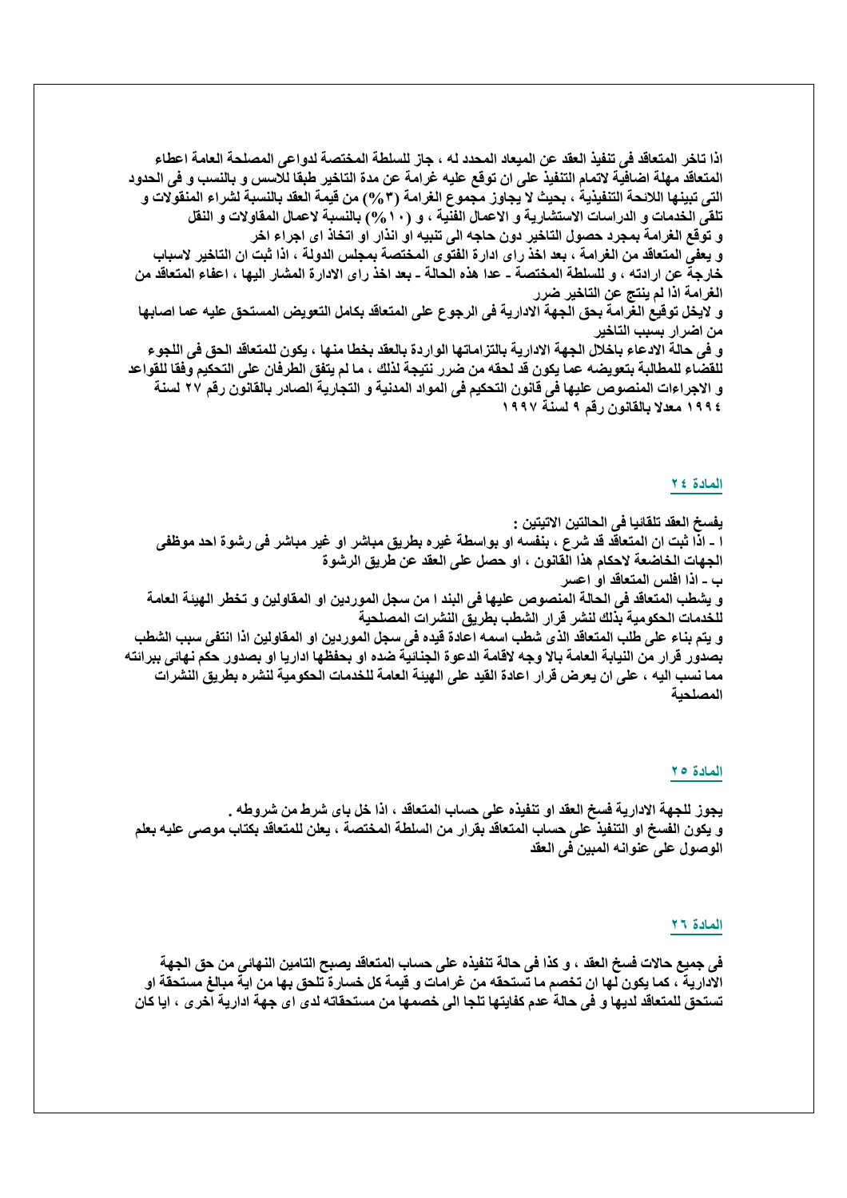اذا تاخر المتعاقد فى تنفيذ العقد عن الميعاد المحدد له ، جاز للسلطة المختصة لدواعى المصلحة العامة اعطاء المتعاقد مهلة اضافية لاتمام التنفيذ على ان توقع عليه غرامة عن مدة التاخير طبقا للاسس و بالنسب و فى الحدود التى تبينها اللائحة التنفيذية ، بحيث لا يجاوز مجموع الغرامة (٣%) من قيمة العقد بالنسبة لشراء المنقولات و تلقى الخدمات و الدراسات الاستشارية و الاعمال الفنية ، و (١٠%) بالنسبة لاعمال المقاولات و النقل
و توقع الغرامة بمجرد حصول التاخير دون حاجه الى تنبيه او انذار او اتخاذ اى اجراء اخر
و يعفى المتعاقد من الغرامة ، بعد اخذ راى ادارة الفتوى المختصة بمجلس الدولة ، اذا ثبت ان التاخير لاسباب خارجة عن ارادته ، و للسلطة المختصة - عدا هذه الحالة - بعد اخذ راى الادارة المشار اليها ، اعفاء المتعاقد من الغرامة اذا لم ينتج عن التاخير ضرر
و لايخل توقيع الغرامة بحق الجهة الادارية فى الرجوع على المتعاقد بكامل التعويض المستحق عليه عما اصابها من اضرار بسبب التاخير
و فى حالة الادعاء باخلال الجهة الادارية بالتزاماتها الواردة بالعقد بخطا منها ، يكون للمتعاقد الحق فى اللجوء للقضاء للمطالبة بتعويضه عما يكون قد لحقه من ضرر نتيجة لذلك ، ما لم يتفق الطرفان على التحكيم وفقا للقواعد و الاجراءات المنصوص عليها فى قانون التحكيم فى المواد المدنية و التجارية الصادر بالقانون رقم ٢٧ لسنة ١٩٩٤ معدلا بالقانون رقم ٩ لسنة ١٩٩٧

## المادة ٢٤

يفسخ العقد تلقائيا فى الحالتين الاتيتين :
ا - اذا ثبت ان المتعاقد قد شرع ، بنفسه او بواسطة غيره بطريق مباشر او غير مباشر فى رشوة احد موظفى الجهات الخاضعة لاحكام هذا القانون ، او حصل على العقد عن طريق الرشوة
ب - اذا افلس المتعاقد او اعسر
و يشطب المتعاقد فى الحالة المنصوص عليها فى البند ا من سجل الموردين او المقاولين و تخطر الهيئة العامة للخدمات الحكومية بذلك لنشر قرار الشطب بطريق النشرات المصلحية
و يتم بناء على طلب المتعاقد الذى شطب اسمه اعادة قيده فى سجل الموردين او المقاولين اذا انتفى سبب الشطب بصدور قرار من النيابة العامة بالا وجه لاقامة الدعوة الجنائية ضده او بحفظها اداريا او بصدور حكم نهائى ببرائته مما نسب اليه ، على ان يعرض قرار اعادة القيد على الهيئة العامة للخدمات الحكومية لنشره بطريق النشرات المصلحية

## المادة ٢٥

يجوز للجهة الادارية فسخ العقد او تنفيذه على حساب المتعاقد ، اذا خل باى شرط من شروطه .
و يكون الفسخ او التنفيذ على حساب المتعاقد بقرار من السلطة المختصة ، يعلن للمتعاقد بكتاب موصى عليه بعلم الوصول على عنوانه المبين فى العقد

## المادة ٢٦

فى جميع حالات فسخ العقد ، و كذا فى حالة تنفيذه على حساب المتعاقد يصبح التامين النهائى من حق الجهة الادارية ، كما يكون لها ان تخصم ما تستحقه من غرامات و قيمة كل خسارة تلحق بها من اية مبالغ مستحقة او تستحق للمتعاقد لديها و فى حالة عدم كفايتها تلجا الى خصمها من مستحقاته لدى اى جهة ادارية اخرى ، ايا كان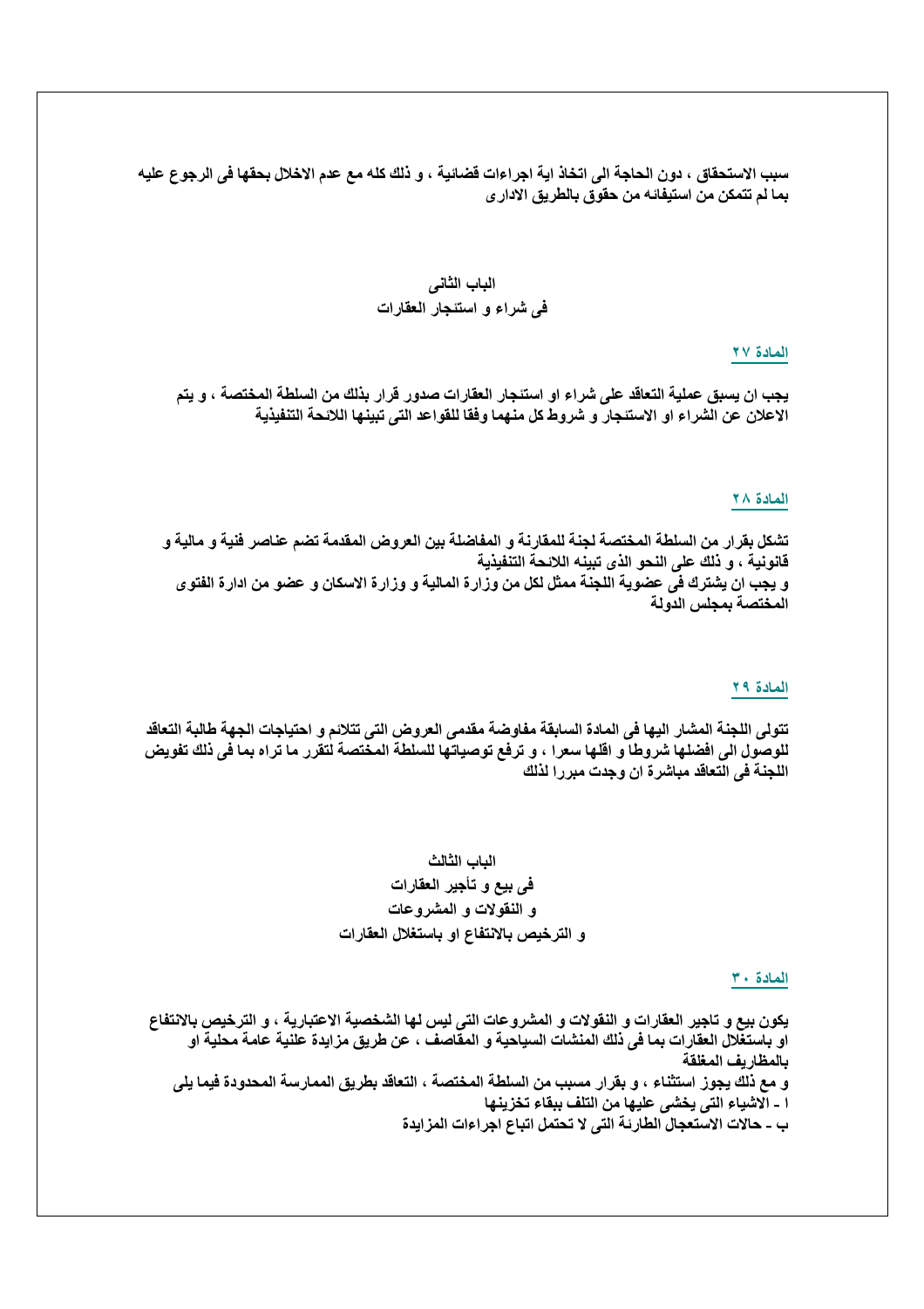سبب الاستحقاق ، دون الحاجة الى اتخاذ اية اجراءات قضائية ، و ذلك كله مع عدم الاخلال بحقها فى الرجوع عليه بما لم تتمكن من استيفائه من حقوق بالطريق الادارى

## الباب الثانى
## فى شراء و استئجار العقارات

### المادة ٢٧

يجب ان يسبق عملية التعاقد على شراء او استئجار العقارات صدور قرار بذلك من السلطة المختصة ، و يتم الاعلان عن الشراء او الاستئجار و شروط كل منهما وفقا للقواعد التى تبينها اللائحة التنفيذية

### المادة ٢٨

تشكل بقرار من السلطة المختصة لجنة للمقارنة و المفاضلة بين العروض المقدمة تضم عناصر فنية و مالية و قانونية ، و ذلك على النحو الذى تبينه اللائحة التنفيذية
و يجب ان يشترك فى عضوية اللجنة ممثل لكل من وزارة المالية و وزارة الاسكان و عضو من ادارة الفتوى المختصة بمجلس الدولة

### المادة ٢٩

تتولى اللجنة المشار اليها فى المادة السابقة مفاوضة مقدمى العروض التى تتلائم و احتياجات الجهة طالبة التعاقد للوصول الى افضلها شروطا و اقلها سعرا ، و ترفع توصياتها للسلطة المختصة لتقرر ما تراه بما فى ذلك تفويض اللجنة فى التعاقد مباشرة ان وجدت مبررا لذلك

## الباب الثالث
## فى بيع و تأجير العقارات
## و النقولات و المشروعات
## و الترخيص بالانتفاع او باستغلال العقارات

### المادة ٣٠

يكون بيع و تاجير العقارات و النقولات و المشروعات التى ليس لها الشخصية الاعتبارية ، و الترخيص بالانتفاع او باستغلال العقارات بما فى ذلك المنشات السياحية و المقاصف ، عن طريق مزايدة علنية عامة محلية او بالمظاريف المغلقة
و مع ذلك يجوز استثناء ، و بقرار مسبب من السلطة المختصة ، التعاقد بطريق الممارسة المحدودة فيما يلى
ا ـ الاشياء التى يخشى عليها من التلف ببقاء تخزينها
ب ـ حالات الاستعجال الطارئة التى لا تحتمل اتباع اجراءات المزايدة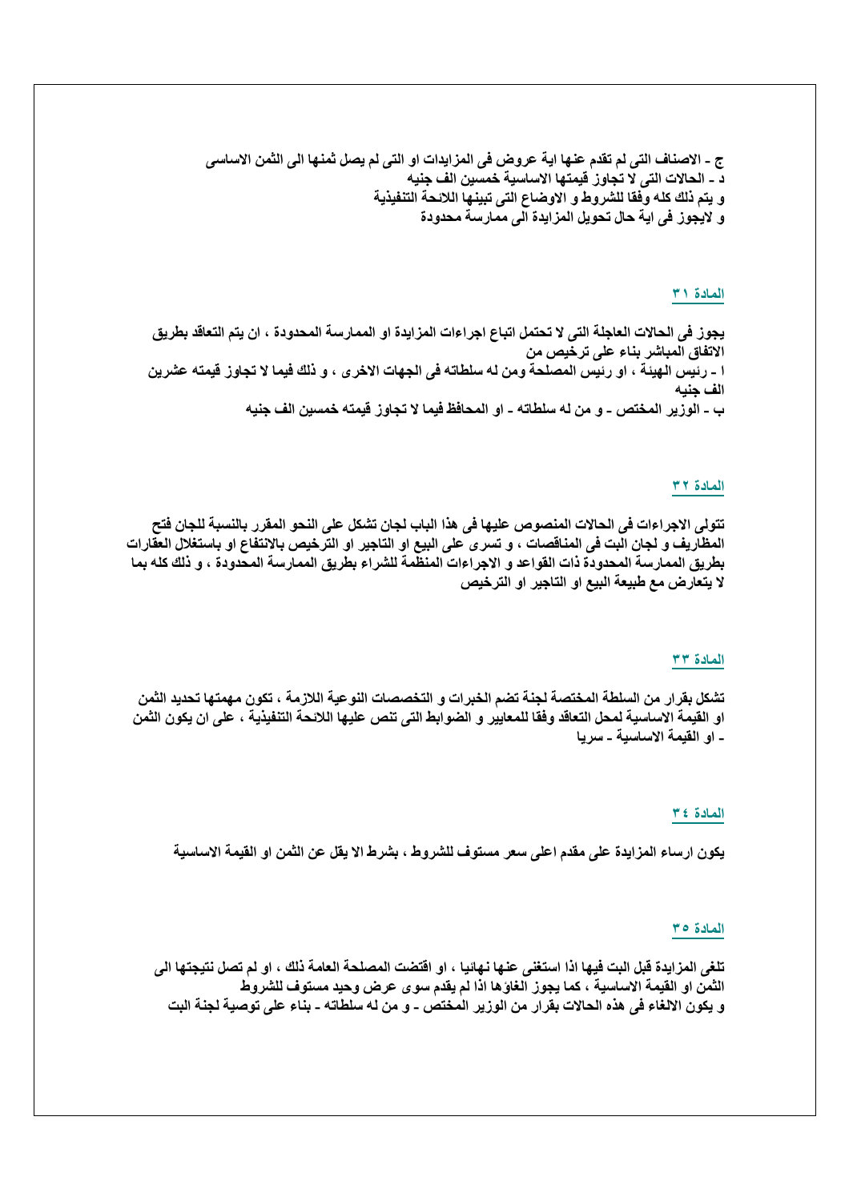ج - الاصناف التى لم تقدم عنها اية عروض فى المزايدات او التى لم يصل ثمنها الى الثمن الاساسى
د - الحالات التى لا تجاوز قيمتها الاساسية خمسين الف جنيه
و يتم ذلك كله وفقا للشروط و الاوضاع التى تبينها اللائحة التنفيذية
و لايجوز فى اية حال تحويل المزايدة الى ممارسة محدودة

### المادة ٣١

يجوز فى الحالات العاجلة التى لا تحتمل اتباع اجراءات المزايدة او الممارسة المحدودة ، ان يتم التعاقد بطريق الاتفاق المباشر بناء على ترخيص من
ا - رئيس الهيئة ، او رئيس المصلحة ومن له سلطاته فى الجهات الاخرى ، و ذلك فيما لا تجاوز قيمته عشرين الف جنيه
ب - الوزير المختص - و من له سلطاته - او المحافظ فيما لا تجاوز قيمته خمسين الف جنيه

### المادة ٣٢

تتولى الاجراءات فى الحالات المنصوص عليها فى هذا الباب لجان تشكل على النحو المقرر بالنسبة للجان فتح المظاريف و لجان البت فى المناقصات ، و تسرى على البيع او التاجير او الترخيص بالانتفاع او باستغلال العقارات بطريق الممارسة المحدودة ذات القواعد و الاجراءات المنظمة للشراء بطريق الممارسة المحدودة ، و ذلك كله بما لا يتعارض مع طبيعة البيع او التاجير او الترخيص

### المادة ٣٣

تشكل بقرار من السلطة المختصة لجنة تضم الخبرات و التخصصات النوعية اللازمة ، تكون مهمتها تحديد الثمن او القيمة الاساسية لمحل التعاقد وفقا للمعايير و الضوابط التى تنص عليها اللائحة التنفيذية ، على ان يكون الثمن - او القيمة الاساسية - سريا

### المادة ٣٤

يكون ارساء المزايدة على مقدم اعلى سعر مستوف للشروط ، بشرط الا يقل عن الثمن او القيمة الاساسية

### المادة ٣٥

تلغى المزايدة قبل البت فيها اذا استغنى عنها نهائيا ، او اقتضت المصلحة العامة ذلك ، او لم تصل نتيجتها الى الثمن او القيمة الاساسية ، كما يجوز الغاؤها اذا لم يقدم سوى عرض وحيد مستوف للشروط
و يكون الالغاء فى هذه الحالات بقرار من الوزير المختص - و من له سلطاته - بناء على توصية لجنة البت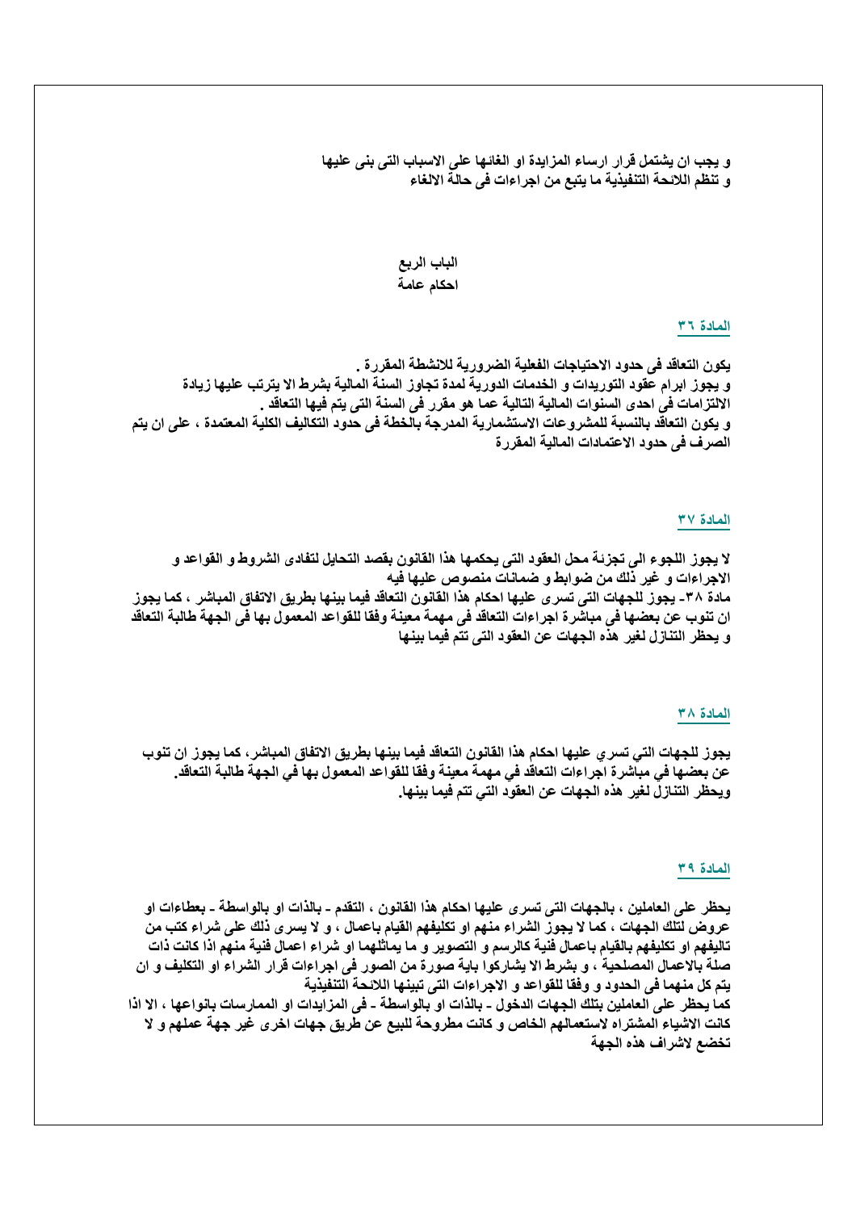و يجب ان يشتمل قرار ارساء المزايدة او الغائها على الاسباب التى بنى عليها
و تنظم اللائحة التنفيذية ما يتبع من اجراءات فى حالة الالغاء

## الباب الربع
## احكام عامة

### المادة ٣٦

يكون التعاقد فى حدود الاحتياجات الفعلية الضرورية للانشطة المقررة .
و يجوز ابرام عقود التوريدات و الخدمات الدورية لمدة تجاوز السنة المالية بشرط الا يترتب عليها زيادة الالتزامات فى احدى السنوات المالية التالية عما هو مقرر فى السنة التى يتم فيها التعاقد .
و يكون التعاقد بالنسبة للمشروعات الاستثمارية المدرجة بالخطة فى حدود التكاليف الكلية المعتمدة ، على ان يتم الصرف فى حدود الاعتمادات المالية المقررة

### المادة ٣٧

لا يجوز اللجوء الى تجزئة محل العقود التى يحكمها هذا القانون بقصد التحايل لتفادى الشروط و القواعد و الاجراءات و غير ذلك من ضوابط و ضمانات منصوص عليها فيه
مادة ٣٨- يجوز للجهات التى تسرى عليها احكام هذا القانون التعاقد فيما بينها بطريق الاتفاق المباشر ، كما يجوز ان تنوب عن بعضها فى مباشرة اجراءات التعاقد فى مهمة معينة وفقا للقواعد المعمول بها فى الجهة طالبة التعاقد
و يحظر التنازل لغير هذه الجهات عن العقود التى تتم فيما بينها

### المادة ٣٨

يجوز للجهات التي تسري عليها احكام هذا القانون التعاقد فيما بينها بطريق الاتفاق المباشر، كما يجوز ان تنوب عن بعضها في مباشرة اجراءات التعاقد في مهمة معينة وفقا للقواعد المعمول بها في الجهة طالبة التعاقد.
ويحظر التنازل لغير هذه الجهات عن العقود التي تتم فيما بينها.

### المادة ٣٩

يحظر على العاملين ، بالجهات التى تسرى عليها احكام هذا القانون ، التقدم - بالذات او بالواسطة - بعطاءات او عروض لتلك الجهات ، كما لا يجوز الشراء منهم او تكليفهم القيام باعمال ، و لا يسرى ذلك على شراء كتب من تاليفهم او تكليفهم بالقيام باعمال فنية كالرسم و التصوير و ما يماثلهما او شراء اعمال فنية منهم اذا كانت ذات صلة بالاعمال المصلحية ، و بشرط الا يشاركوا باية صورة من الصور فى اجراءات قرار الشراء او التكليف و ان يتم كل منهما فى الحدود و وفقا للقواعد و الاجراءات التى تبينها اللائحة التنفيذية
كما يحظر على العاملين بتلك الجهات الدخول - بالذات او بالواسطة - فى المزايدات او الممارسات بانواعها ، الا اذا كانت الاشياء المشتراه لاستعمالهم الخاص و كانت مطروحة للبيع عن طريق جهات اخرى غير جهة عملهم و لا تخضع لاشراف هذه الجهة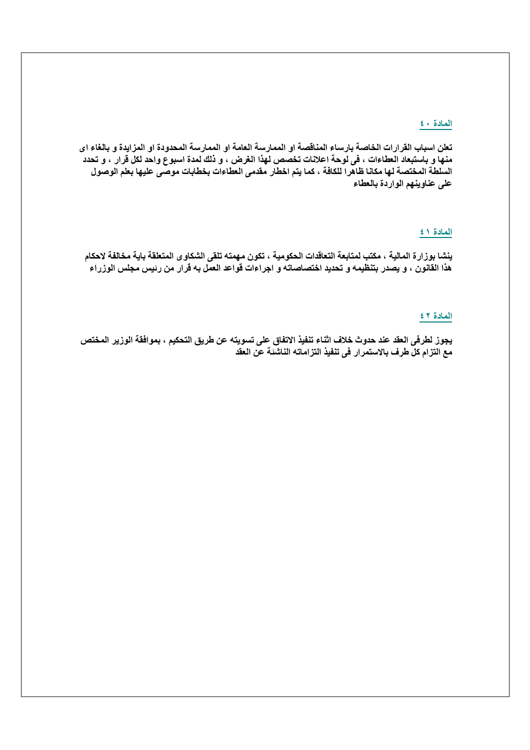**المادة ٤٠**

**تعلن اسباب القرارات الخاصة بارساء المناقصة او الممارسة العامة او الممارسة المحدودة او المزايدة و بالغاء اى منها و باستبعاد العطاءات ، فى لوحة اعلانات تخصص لهذا الغرض ، و ذلك لمدة اسبوع واحد لكل قرار ، و تحدد السلطة المختصة لها مكانا ظاهرا للكافة ، كما يتم اخطار مقدمى العطاءات بخطابات موصى عليها بعلم الوصول على عناوينهم الواردة بالعطاء**

**المادة ٤١**

**ينشا بوزارة المالية ، مكتب لمتابعة التعاقدات الحكومية ، تكون مهمته تلقى الشكاوى المتعلقة باية مخالفة لاحكام هذا القانون ، و يصدر بتنظيمه و تحديد اختصاصاته و اجراءات قواعد العمل به قرار من رئيس مجلس الوزراء**

**المادة ٤٢**

**يجوز لطرفى العقد عند حدوث خلاف اثناء تنفيذ الاتفاق على تسويته عن طريق التحكيم ، بموافقة الوزير المختص مع التزام كل طرف بالاستمرار فى تنفيذ التزاماته الناشئة عن العقد**